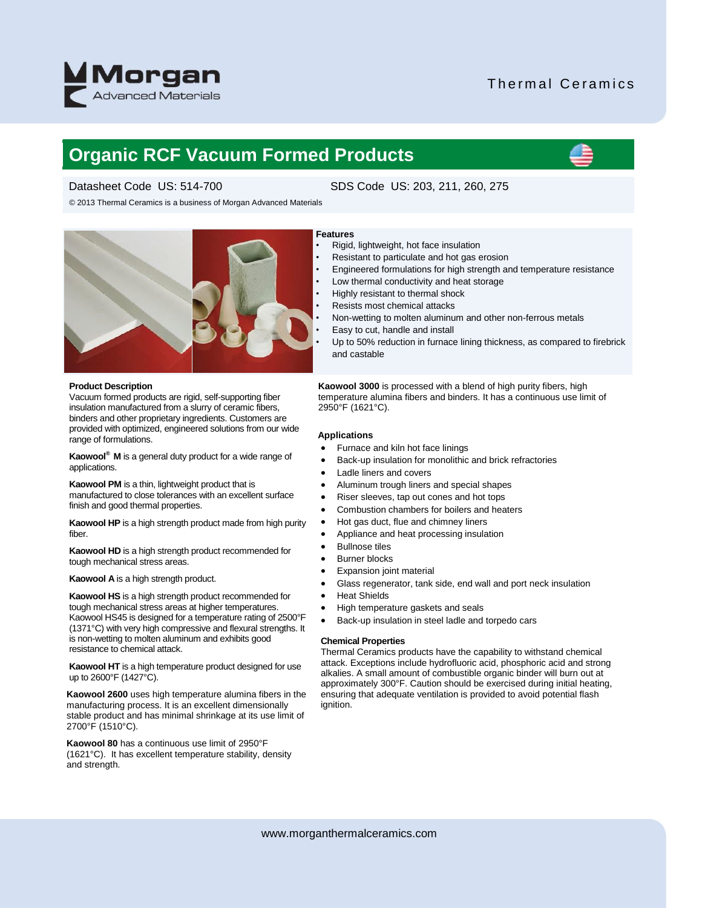Morgan Advanced Materials

Thermal Ceramics

# Organic RCF Vacuum Formed Products

Datasheet Code US: 514-700 SDS Code US: 203, 211, 260, 275

© 2013 Thermal Ceramics is a business of Morgan Advanced Materials

### Features

- Rigid, lightweight, hot face insulation
- Resistant to particulate and hot gas erosion
- Engineered formulations for high strength and temperature resistance
- Low thermal conductivity and heat storage
- Highly resistant to thermal shock
- Resists most chemical attacks
- Non-wetting to molten aluminum and other non-ferrous metals
- Easy to cut, handle and install
- Up to 50% reduction in furnace lining thickness, as compared to firebrick and castable

### Product Description

Vacuum formed products are rigid, self-supporting fiber insulation manufactured from a slurry of ceramic fibers, binders and other proprietary ingredients. Customers are provided with optimized, engineered solutions from our wide range of formulations.

**Kaowool® M** is a general duty product for a wide range of applications.

**Kaowool PM** is a thin, lightweight product that is manufactured to close tolerances with an excellent surface finish and good thermal properties.

**Kaowool HP** is a high strength product made from high purity fiber.

**Kaowool HD** is a high strength product recommended for tough mechanical stress areas.

**Kaowool A** is a high strength product.

**Kaowool HS** is a high strength product recommended for tough mechanical stress areas at higher temperatures. Kaowool HS45 is designed for a temperature rating of 2500°F (1371°C) with very high compressive and flexural strengths. It is non-wetting to molten aluminum and exhibits good resistance to chemical attack.

**Kaowool HT** is a high temperature product designed for use up to 2600°F (1427°C).

**Kaowool 2600** uses high temperature alumina fibers in the manufacturing process. It is an excellent dimensionally stable product and has minimal shrinkage at its use limit of 2700°F (1510°C).

**Kaowool 80** has a continuous use limit of 2950°F (1621°C). It has excellent temperature stability, density and strength.

**Kaowool 3000** is processed with a blend of high purity fibers, high temperature alumina fibers and binders. It has a continuous use limit of 2950°F (1621°C).

### Applications

- Furnace and kiln hot face linings
- Back-up insulation for monolithic and brick refractories
- Ladle liners and covers
- Aluminum trough liners and special shapes
- Riser sleeves, tap out cones and hot tops
- Combustion chambers for boilers and heaters
- Hot gas duct, flue and chimney liners
- Appliance and heat processing insulation
- Bullnose tiles
- Burner blocks
- Expansion joint material
- Glass regenerator, tank side, end wall and port neck insulation
- Heat Shields
- High temperature gaskets and seals
- Back-up insulation in steel ladle and torpedo cars

### Chemical Properties

Thermal Ceramics products have the capability to withstand chemical attack. Exceptions include hydrofluoric acid, phosphoric acid and strong alkalies. A small amount of combustible organic binder will burn out at approximately 300°F. Caution should be exercised during initial heating, ensuring that adequate ventilation is provided to avoid potential flash ignition.

www.morganthermalceramics.com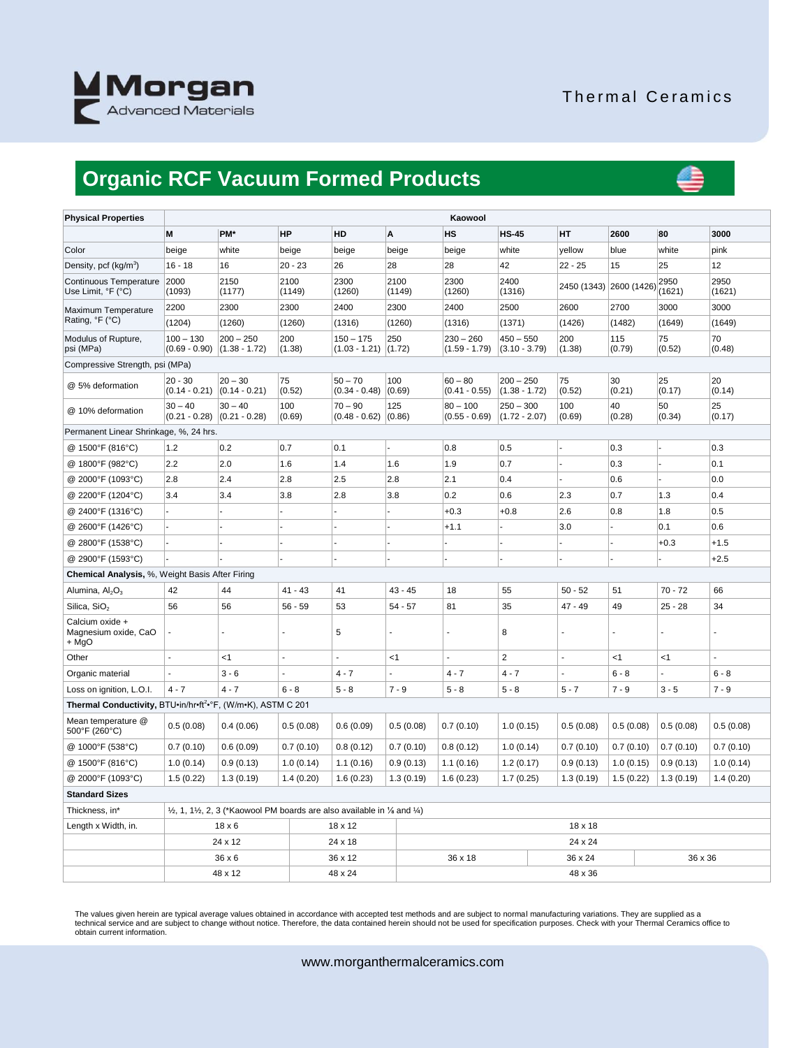## Organic RCF Vacuum Formed Products

| Physical Properties | Kaowool | | | | | | | | | | |
|---|---|---|---|---|---|---|---|---|---|---|---|
| | M | PM* | HP | HD | A | HS | HS-45 | HT | 2600 | 80 | 3000 |
| Color | beige | white | beige | beige | beige | beige | white | yellow | blue | white | pink |
| Density, pcf (kg/m$^3$) | 16 - 18 | 16 | 20 - 23 | 26 | 28 | 28 | 42 | 22 - 25 | 15 | 25 | 12 |
| Continuous Temperature Use Limit, °F (°C) | 2000 (1093) | 2150 (1177) | 2100 (1149) | 2300 (1260) | 2100 (1149) | 2300 (1260) | 2400 (1316) | 2450 (1343) | 2600 (1426) | 2950 (1621) | 2950 (1621) |
| Maximum Temperature Rating, °F (°C) | 2200 (1204) | 2300 (1260) | 2300 (1260) | 2400 (1316) | 2300 (1260) | 2400 (1316) | 2500 (1371) | 2600 (1426) | 2700 (1482) | 3000 (1649) | 3000 (1649) |
| Modulus of Rupture, psi (MPa) | 100 – 130 (0.69 - 0.90) | 200 – 250 (1.38 - 1.72) | 200 (1.38) | 150 – 175 (1.03 - 1.21) | 250 (1.72) | 230 – 260 (1.59 - 1.79) | 450 – 550 (3.10 - 3.79) | 200 (1.38) | 115 (0.79) | 75 (0.52) | 70 (0.48) |
| Compressive Strength, psi (MPa) | | | | | | | | | | | |
| @ 5% deformation | 20 - 30 (0.14 - 0.21) | 20 – 30 (0.14 - 0.21) | 75 (0.52) | 50 – 70 (0.34 - 0.48) | 100 (0.69) | 60 – 80 (0.41 - 0.55) | 200 – 250 (1.38 - 1.72) | 75 (0.52) | 30 (0.21) | 25 (0.17) | 20 (0.14) |
| @ 10% deformation | 30 – 40 (0.21 - 0.28) | 30 – 40 (0.21 - 0.28) | 100 (0.69) | 70 – 90 (0.48 - 0.62) | 125 (0.86) | 80 – 100 (0.55 - 0.69) | 250 – 300 (1.72 - 2.07) | 100 (0.69) | 40 (0.28) | 50 (0.34) | 25 (0.17) |
| Permanent Linear Shrinkage, %, 24 hrs. | | | | | | | | | | | |
| @ 1500°F (816°C) | 1.2 | 0.2 | 0.7 | 0.1 | - | 0.8 | 0.5 | - | 0.3 | - | 0.3 |
| @ 1800°F (982°C) | 2.2 | 2.0 | 1.6 | 1.4 | 1.6 | 1.9 | 0.7 | - | 0.3 | - | 0.1 |
| @ 2000°F (1093°C) | 2.8 | 2.4 | 2.8 | 2.5 | 2.8 | 2.1 | 0.4 | - | 0.6 | - | 0.0 |
| @ 2200°F (1204°C) | 3.4 | 3.4 | 3.8 | 2.8 | 3.8 | 0.2 | 0.6 | 2.3 | 0.7 | 1.3 | 0.4 |
| @ 2400°F (1316°C) | - | - | - | - | - | +0.3 | +0.8 | 2.6 | 0.8 | 1.8 | 0.5 |
| @ 2600°F (1426°C) | - | - | - | - | - | +1.1 | - | 3.0 | - | 0.1 | 0.6 |
| @ 2800°F (1538°C) | - | - | - | - | - | - | - | - | - | +0.3 | +1.5 |
| @ 2900°F (1593°C) | - | - | - | - | - | - | - | - | - | - | +2.5 |
| **Chemical Analysis,** %, Weight Basis After Firing | | | | | | | | | | | |
| Alumina, $Al_2O_3$ | 42 | 44 | 41 - 43 | 41 | 43 - 45 | 18 | 55 | 50 - 52 | 51 | 70 - 72 | 66 |
| Silica, $SiO_2$ | 56 | 56 | 56 - 59 | 53 | 54 - 57 | 81 | 35 | 47 - 49 | 49 | 25 - 28 | 34 |
| Calcium oxide + Magnesium oxide, CaO + MgO | - | - | - | 5 | - | - | 8 | - | - | - | - |
| Other | - | <1 | - | - | <1 | - | 2 | - | <1 | <1 | - |
| Organic material | - | 3 - 6 | - | 4 - 7 | - | 4 - 7 | 4 - 7 | - | 6 - 8 | - | 6 - 8 |
| Loss on ignition, L.O.I. | 4 - 7 | 4 - 7 | 6 - 8 | 5 - 8 | 7 - 9 | 5 - 8 | 5 - 8 | 5 - 7 | 7 - 9 | 3 - 5 | 7 - 9 |
| **Thermal Conductivity,** BTU•in/hr•ft$^2$•°F, (W/m•K), ASTM C 201 | | | | | | | | | | | |
| Mean temperature @ 500°F (260°C) | 0.5 (0.08) | 0.4 (0.06) | 0.5 (0.08) | 0.6 (0.09) | 0.5 (0.08) | 0.7 (0.10) | 1.0 (0.15) | 0.5 (0.08) | 0.5 (0.08) | 0.5 (0.08) | 0.5 (0.08) |
| @ 1000°F (538°C) | 0.7 (0.10) | 0.6 (0.09) | 0.7 (0.10) | 0.8 (0.12) | 0.7 (0.10) | 0.8 (0.12) | 1.0 (0.14) | 0.7 (0.10) | 0.7 (0.10) | 0.7 (0.10) | 0.7 (0.10) |
| @ 1500°F (816°C) | 1.0 (0.14) | 0.9 (0.13) | 1.0 (0.14) | 1.1 (0.16) | 0.9 (0.13) | 1.1 (0.16) | 1.2 (0.17) | 0.9 (0.13) | 1.0 (0.15) | 0.9 (0.13) | 1.0 (0.14) |
| @ 2000°F (1093°C) | 1.5 (0.22) | 1.3 (0.19) | 1.4 (0.20) | 1.6 (0.23) | 1.3 (0.19) | 1.6 (0.23) | 1.7 (0.25) | 1.3 (0.19) | 1.5 (0.22) | 1.3 (0.19) | 1.4 (0.20) |

**Standard Sizes**

| | | | | | |
|---|---|---|---|---|---|
| Thickness, in* | ½, 1, 1½, 2, 3 (*Kaowool PM boards are also available in ⅛ and ¼) | | | | |
| Length x Width, in. | 18 x 6 | 18 x 12 | 18 x 18 | | |
| | 24 x 12 | 24 x 18 | 24 x 24 | | |
| | 36 x 6 | 36 x 12 | 36 x 18 | 36 x 24 | 36 x 36 |
| | 48 x 12 | 48 x 24 | 48 x 36 | | |

The values given herein are typical average values obtained in accordance with accepted test methods and are subject to normal manufacturing variations. They are supplied as a technical service and are subject to change without notice. Therefore, the data contained herein should not be used for specification purposes. Check with your Thermal Ceramics office to obtain current information.

www.morganthermalceramics.com